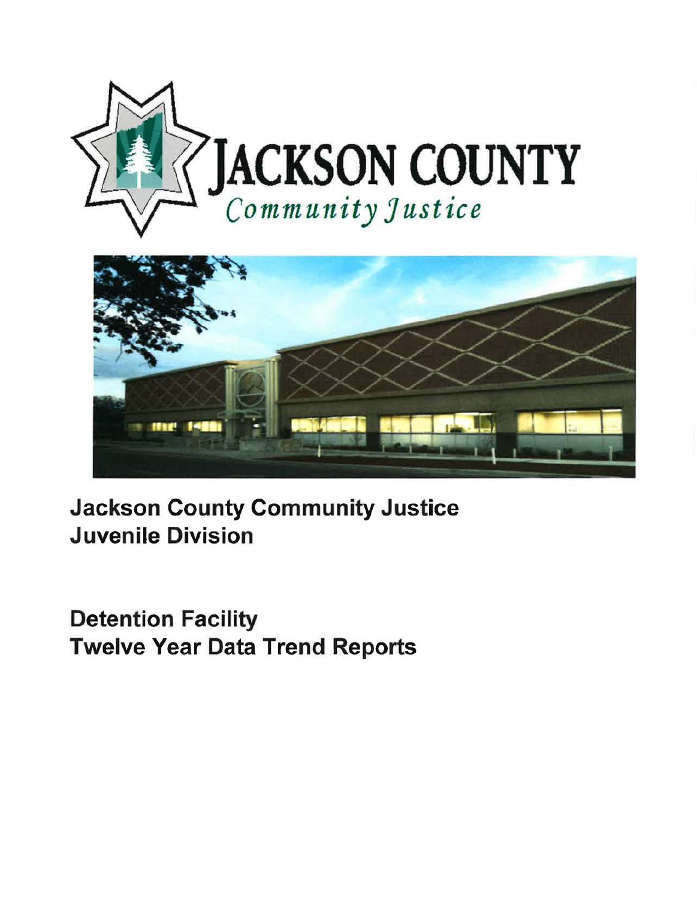# JACKSON COUNTY

*Community Justice*

## Jackson County Community Justice
## Juvenile Division

## Detention Facility
## Twelve Year Data Trend Reports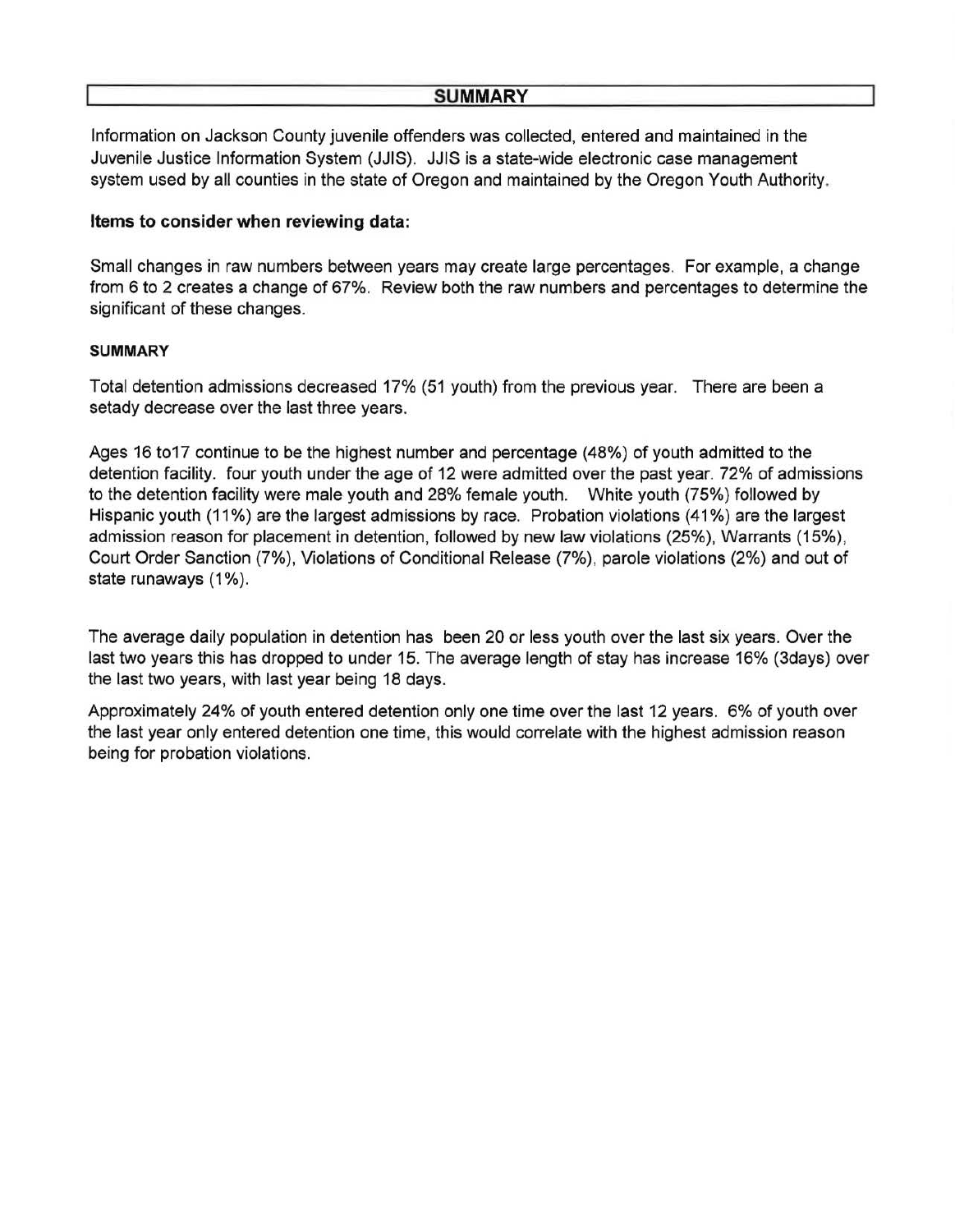## SUMMARY

Information on Jackson County juvenile offenders was collected, entered and maintained in the Juvenile Justice Information System (JJIS). JJIS is a state-wide electronic case management system used by all counties in the state of Oregon and maintained by the Oregon Youth Authority.

**Items to consider when reviewing data:**

Small changes in raw numbers between years may create large percentages. For example, a change from 6 to 2 creates a change of 67%. Review both the raw numbers and percentages to determine the significant of these changes.

**SUMMARY**

Total detention admissions decreased 17% (51 youth) from the previous year. There are been a setady decrease over the last three years.

Ages 16 to17 continue to be the highest number and percentage (48%) of youth admitted to the detention facility. four youth under the age of 12 were admitted over the past year. 72% of admissions to the detention facility were male youth and 28% female youth. White youth (75%) followed by Hispanic youth (11%) are the largest admissions by race. Probation violations (41%) are the largest admission reason for placement in detention, followed by new law violations (25%), Warrants (15%), Court Order Sanction (7%), Violations of Conditional Release (7%), parole violations (2%) and out of state runaways (1%).

The average daily population in detention has been 20 or less youth over the last six years. Over the last two years this has dropped to under 15. The average length of stay has increase 16% (3days) over the last two years, with last year being 18 days.

Approximately 24% of youth entered detention only one time over the last 12 years. 6% of youth over the last year only entered detention one time, this would correlate with the highest admission reason being for probation violations.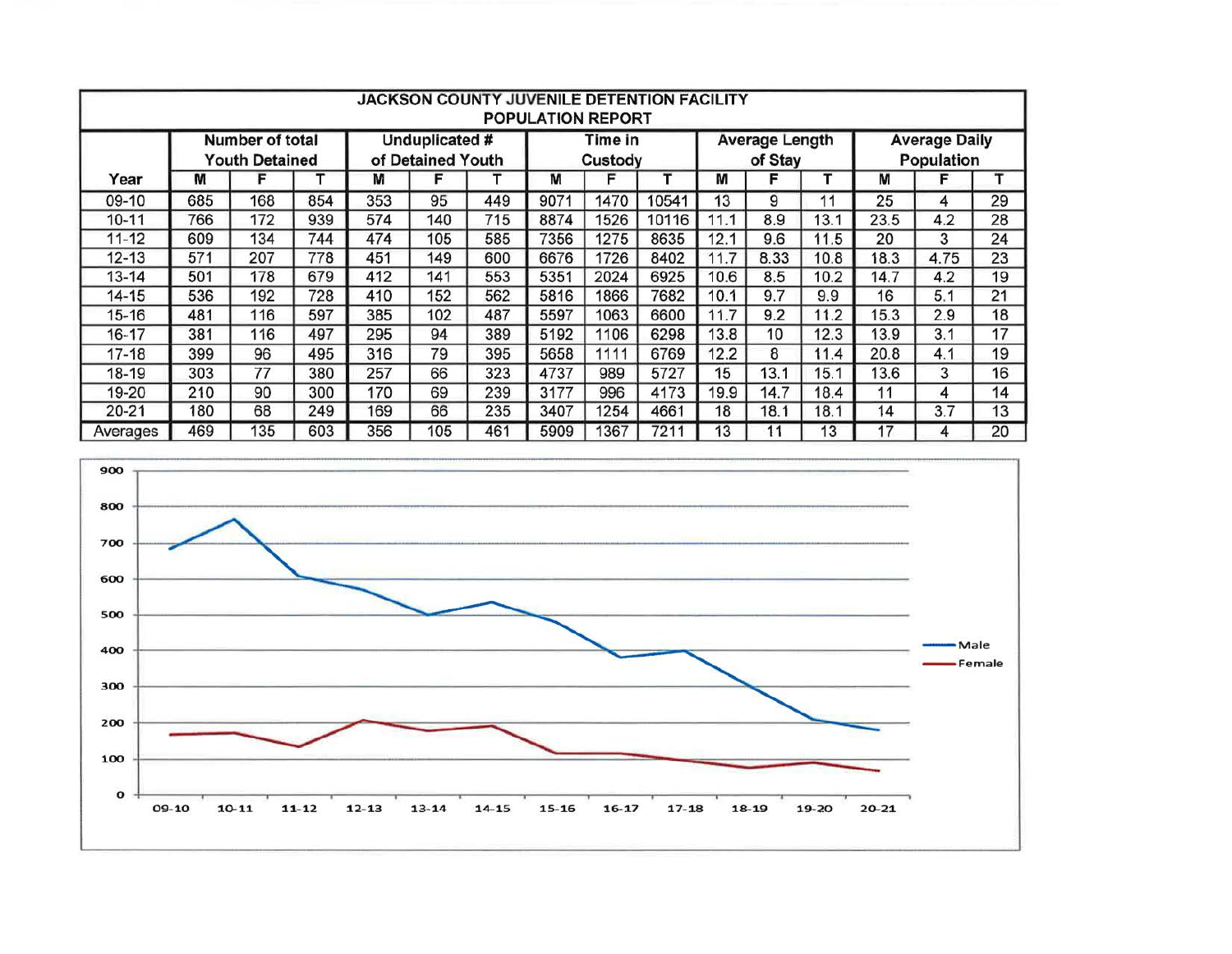# JACKSON COUNTY JUVENILE DETENTION FACILITY
## POPULATION REPORT

| Year | Number of total Youth Detained | | | Unduplicated # of Detained Youth | | | Time in Custody | | | Average Length of Stay | | | Average Daily Population | | |
|---|---|---|---|---|---|---|---|---|---|---|---|---|---|---|---|
| | M | F | T | M | F | T | M | F | T | M | F | T | M | F | T |
| 09-10 | 685 | 168 | 854 | 353 | 95 | 449 | 9071 | 1470 | 10541 | 13 | 9 | 11 | 25 | 4 | 29 |
| 10-11 | 766 | 172 | 939 | 574 | 140 | 715 | 8874 | 1526 | 10116 | 11.1 | 8.9 | 13.1 | 23.5 | 4.2 | 28 |
| 11-12 | 609 | 134 | 744 | 474 | 105 | 585 | 7356 | 1275 | 8635 | 12.1 | 9.6 | 11.5 | 20 | 3 | 24 |
| 12-13 | 571 | 207 | 778 | 451 | 149 | 600 | 6676 | 1726 | 8402 | 11.7 | 8.33 | 10.8 | 18.3 | 4.75 | 23 |
| 13-14 | 501 | 178 | 679 | 412 | 141 | 553 | 5351 | 2024 | 6925 | 10.6 | 8.5 | 10.2 | 14.7 | 4.2 | 19 |
| 14-15 | 536 | 192 | 728 | 410 | 152 | 562 | 5816 | 1866 | 7682 | 10.1 | 9.7 | 9.9 | 16 | 5.1 | 21 |
| 15-16 | 481 | 116 | 597 | 385 | 102 | 487 | 5597 | 1063 | 6600 | 11.7 | 9.2 | 11.2 | 15.3 | 2.9 | 18 |
| 16-17 | 381 | 116 | 497 | 295 | 94 | 389 | 5192 | 1106 | 6298 | 13.8 | 10 | 12.3 | 13.9 | 3.1 | 17 |
| 17-18 | 399 | 96 | 495 | 316 | 79 | 395 | 5658 | 1111 | 6769 | 12.2 | 8 | 11.4 | 20.8 | 4.1 | 19 |
| 18-19 | 303 | 77 | 380 | 257 | 66 | 323 | 4737 | 989 | 5727 | 15 | 13.1 | 15.1 | 13.6 | 3 | 16 |
| 19-20 | 210 | 90 | 300 | 170 | 69 | 239 | 3177 | 996 | 4173 | 19.9 | 14.7 | 18.4 | 11 | 4 | 14 |
| 20-21 | 180 | 68 | 249 | 169 | 66 | 235 | 3407 | 1254 | 4661 | 18 | 18.1 | 18.1 | 14 | 3.7 | 13 |
| Averages | 469 | 135 | 603 | 356 | 105 | 461 | 5909 | 1367 | 7211 | 13 | 11 | 13 | 17 | 4 | 20 |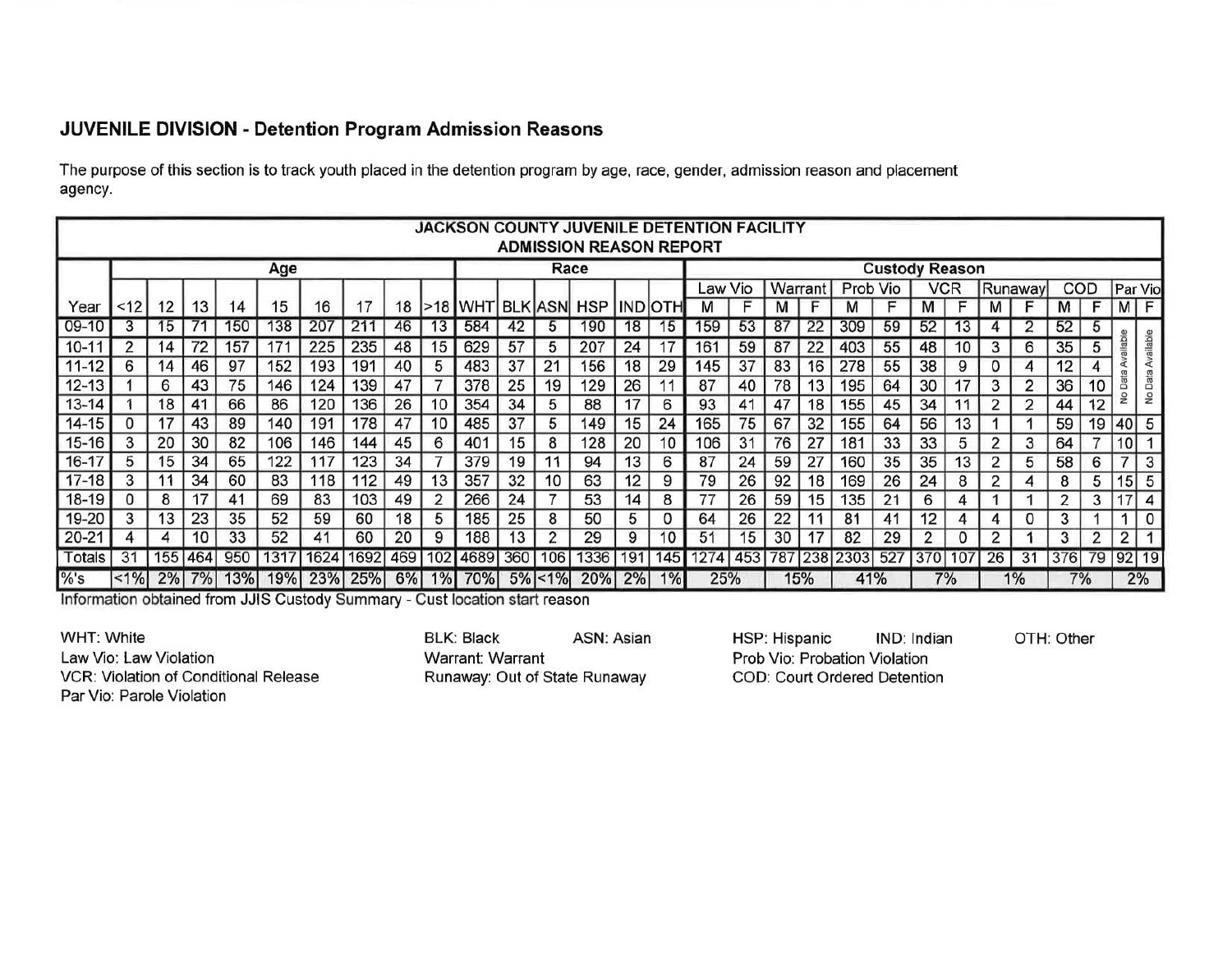## JUVENILE DIVISION - Detention Program Admission Reasons

The purpose of this section is to track youth placed in the detention program by age, race, gender, admission reason and placement agency.

**JACKSON COUNTY JUVENILE DETENTION FACILITY**
**ADMISSION REASON REPORT**

| | Age | | | | | | | | | Race | | | | | | Custody Reason | | | | | | | | | | | | | |
|---|---|---|---|---|---|---|---|---|---|---|---|---|---|---|---|---|---|---|---|---|---|---|---|---|---|---|---|---|---|
| | | | | | | | | | | | | | | | | Law Vio | | Warrant | | Prob Vio | | VCR | | Runaway | | COD | | Par Vio | |
| Year | <12 | 12 | 13 | 14 | 15 | 16 | 17 | 18 | >18 | WHT | BLK | ASN | HSP | IND | OTH | M | F | M | F | M | F | M | F | M | F | M | F | M | F |
| 09-10 | 3 | 15 | 71 | 150 | 138 | 207 | 211 | 46 | 13 | 584 | 42 | 5 | 190 | 18 | 15 | 159 | 53 | 87 | 22 | 309 | 59 | 52 | 13 | 4 | 2 | 52 | 5 | No Data Available | No Data Available |
| 10-11 | 2 | 14 | 72 | 157 | 171 | 225 | 235 | 48 | 15 | 629 | 57 | 5 | 207 | 24 | 17 | 161 | 59 | 87 | 22 | 403 | 55 | 48 | 10 | 3 | 6 | 35 | 5 | | |
| 11-12 | 6 | 14 | 46 | 97 | 152 | 193 | 191 | 40 | 5 | 483 | 37 | 21 | 156 | 18 | 29 | 145 | 37 | 83 | 16 | 278 | 55 | 38 | 9 | 0 | 4 | 12 | 4 | | |
| 12-13 | 1 | 6 | 43 | 75 | 146 | 124 | 139 | 47 | 7 | 378 | 25 | 19 | 129 | 26 | 11 | 87 | 40 | 78 | 13 | 195 | 64 | 30 | 17 | 3 | 2 | 36 | 10 | | |
| 13-14 | 1 | 18 | 41 | 66 | 86 | 120 | 136 | 26 | 10 | 354 | 34 | 5 | 88 | 17 | 6 | 93 | 41 | 47 | 18 | 155 | 45 | 34 | 11 | 2 | 2 | 44 | 12 | | |
| 14-15 | 0 | 17 | 43 | 89 | 140 | 191 | 178 | 47 | 10 | 485 | 37 | 5 | 149 | 15 | 24 | 165 | 75 | 67 | 32 | 155 | 64 | 56 | 13 | 1 | 1 | 59 | 19 | 40 | 5 |
| 15-16 | 3 | 20 | 30 | 82 | 106 | 146 | 144 | 45 | 6 | 401 | 15 | 8 | 128 | 20 | 10 | 106 | 31 | 76 | 27 | 181 | 33 | 33 | 5 | 2 | 3 | 64 | 7 | 10 | 1 |
| 16-17 | 5 | 15 | 34 | 65 | 122 | 117 | 123 | 34 | 7 | 379 | 19 | 11 | 94 | 13 | 6 | 87 | 24 | 59 | 27 | 160 | 35 | 35 | 13 | 2 | 5 | 58 | 6 | 7 | 3 |
| 17-18 | 3 | 11 | 34 | 60 | 83 | 118 | 112 | 49 | 13 | 357 | 32 | 10 | 63 | 12 | 9 | 79 | 26 | 92 | 18 | 169 | 26 | 24 | 8 | 2 | 4 | 8 | 5 | 15 | 5 |
| 18-19 | 0 | 8 | 17 | 41 | 69 | 83 | 103 | 49 | 2 | 266 | 24 | 7 | 53 | 14 | 8 | 77 | 26 | 59 | 15 | 135 | 21 | 6 | 4 | 1 | 1 | 2 | 3 | 17 | 4 |
| 19-20 | 3 | 13 | 23 | 35 | 52 | 59 | 60 | 18 | 5 | 185 | 25 | 8 | 50 | 5 | 0 | 64 | 26 | 22 | 11 | 81 | 41 | 12 | 4 | 4 | 0 | 3 | 1 | 1 | 0 |
| 20-21 | 4 | 4 | 10 | 33 | 52 | 41 | 60 | 20 | 9 | 188 | 13 | 2 | 29 | 9 | 10 | 51 | 15 | 30 | 17 | 82 | 29 | 2 | 0 | 2 | 1 | 3 | 2 | 2 | 1 |
| Totals | 31 | 155 | 464 | 950 | 1317 | 1624 | 1692 | 469 | 102 | 4689 | 360 | 106 | 1336 | 191 | 145 | 1274 | 453 | 787 | 238 | 2303 | 527 | 370 | 107 | 26 | 31 | 376 | 79 | 92 | 19 |
| %'s | <1% | 2% | 7% | 13% | 19% | 23% | 25% | 6% | 1% | 70% | 5% | <1% | 20% | 2% | 1% | 25% | | 15% | | 41% | | 7% | | 1% | | 7% | | 2% | |

Information obtained from JJIS Custody Summary - Cust location start reason

WHT: White
BLK: Black
ASN: Asian
HSP: Hispanic
IND: Indian
OTH: Other
Law Vio: Law Violation
Warrant: Warrant
Prob Vio: Probation Violation
VCR: Violation of Conditional Release
Runaway: Out of State Runaway
COD: Court Ordered Detention
Par Vio: Parole Violation